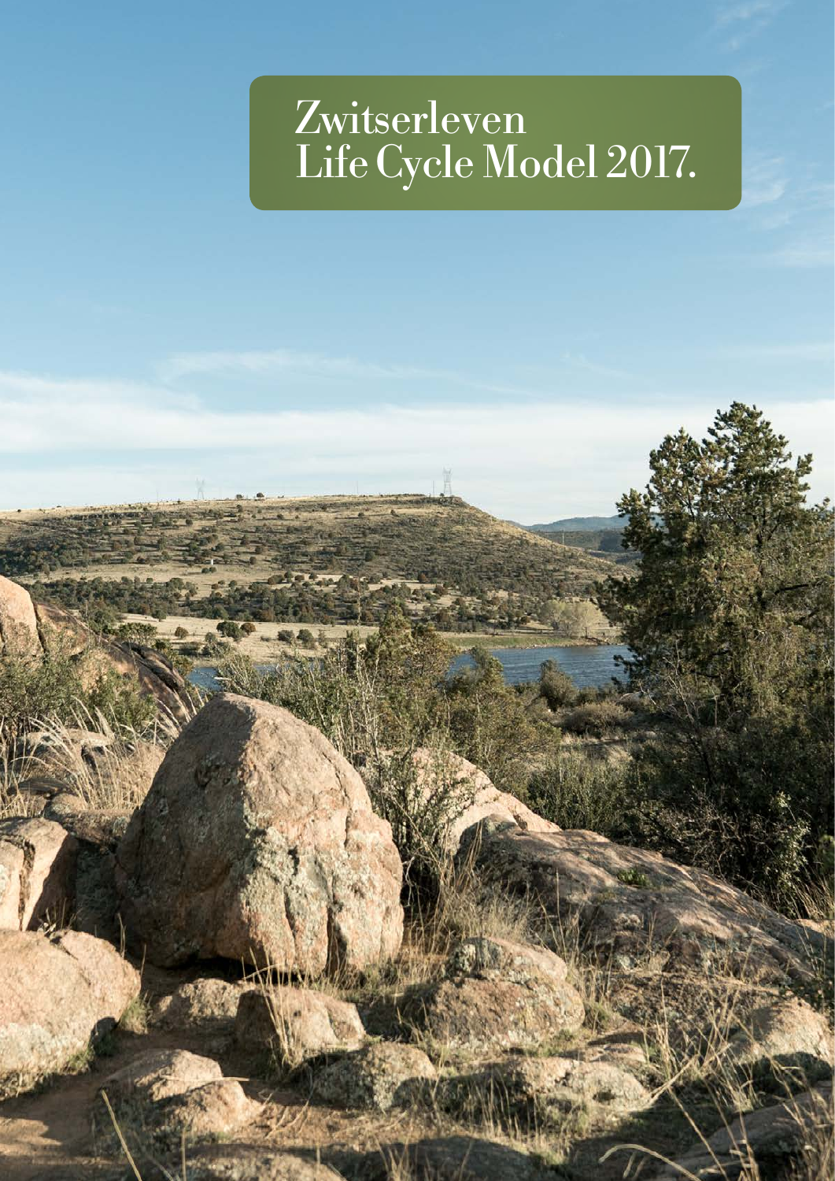# Zwitserleven Life Cycle Model 2017.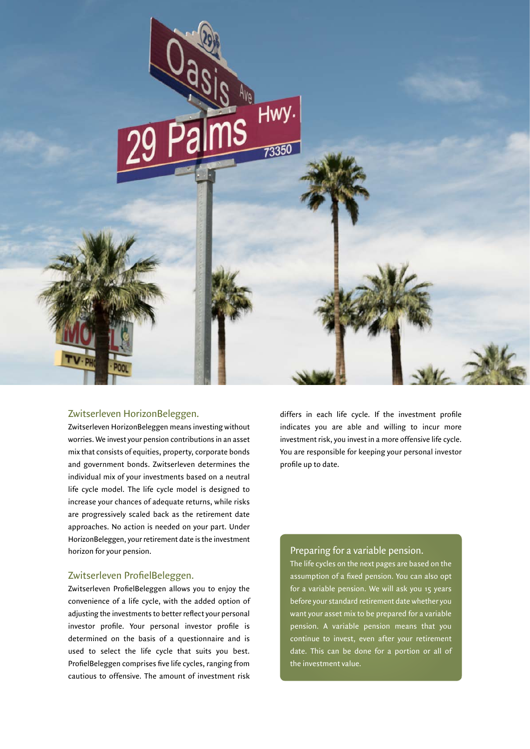## Zwitserleven HorizonBeleggen.

Zwitserleven HorizonBeleggen means investing without worries. We invest your pension contributions in an asset mix that consists of equities, property, corporate bonds and government bonds. Zwitserleven determines the individual mix of your investments based on a neutral life cycle model. The life cycle model is designed to increase your chances of adequate returns, while risks are progressively scaled back as the retirement date approaches. No action is needed on your part. Under HorizonBeleggen, your retirement date is the investment horizon for your pension.

## Zwitserleven ProfielBeleggen.

Zwitserleven ProfielBeleggen allows you to enjoy the convenience of a life cycle, with the added option of adjusting the investments to better reflect your personal investor profile. Your personal investor profile is determined on the basis of a questionnaire and is used to select the life cycle that suits you best. ProfielBeleggen comprises five life cycles, ranging from cautious to offensive. The amount of investment risk differs in each life cycle. If the investment profile indicates you are able and willing to incur more investment risk, you invest in a more offensive life cycle. You are responsible for keeping your personal investor profile up to date.

### Preparing for a variable pension.

The life cycles on the next pages are based on the assumption of a fixed pension. You can also opt for a variable pension. We will ask you 15 years before your standard retirement date whether you want your asset mix to be prepared for a variable pension. A variable pension means that you continue to invest, even after your retirement date. This can be done for a portion or all of the investment value.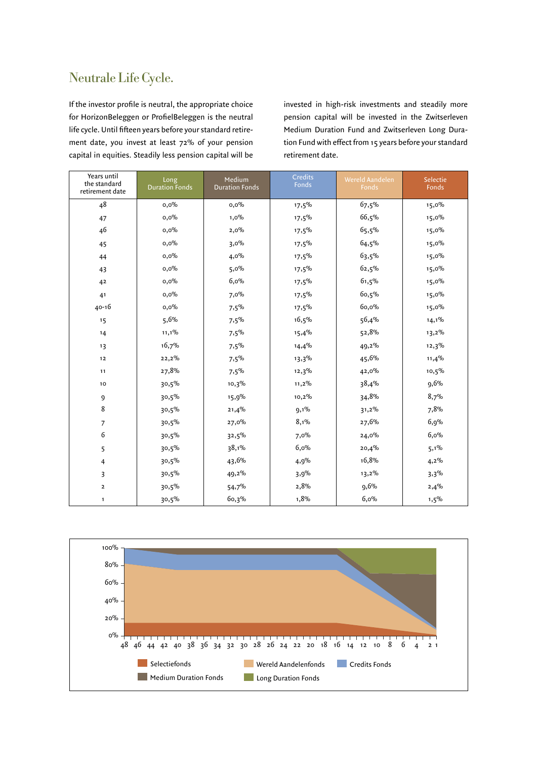## Neutrale Life Cycle.

If the investor profile is neutral, the appropriate choice for HorizonBeleggen or ProfielBeleggen is the neutral life cycle. Until fifteen years before your standard retirement date, you invest at least 72% of your pension capital in equities. Steadily less pension capital will be invested in high-risk investments and steadily more pension capital will be invested in the Zwitserleven Medium Duration Fund and Zwitserleven Long Duration Fund with effect from 15 years before your standard retirement date.

| Years until the standard retirement date | Long Duration Fonds | Medium Duration Fonds | Credits Fonds | Wereld Aandelen Fonds | Selectie Fonds |
|---|---|---|---|---|---|
| 48 | 0,0% | 0,0% | 17,5% | 67,5% | 15,0% |
| 47 | 0,0% | 1,0% | 17,5% | 66,5% | 15,0% |
| 46 | 0,0% | 2,0% | 17,5% | 65,5% | 15,0% |
| 45 | 0,0% | 3,0% | 17,5% | 64,5% | 15,0% |
| 44 | 0,0% | 4,0% | 17,5% | 63,5% | 15,0% |
| 43 | 0,0% | 5,0% | 17,5% | 62,5% | 15,0% |
| 42 | 0,0% | 6,0% | 17,5% | 61,5% | 15,0% |
| 41 | 0,0% | 7,0% | 17,5% | 60,5% | 15,0% |
| 40-16 | 0,0% | 7,5% | 17,5% | 60,0% | 15,0% |
| 15 | 5,6% | 7,5% | 16,5% | 56,4% | 14,1% |
| 14 | 11,1% | 7,5% | 15,4% | 52,8% | 13,2% |
| 13 | 16,7% | 7,5% | 14,4% | 49,2% | 12,3% |
| 12 | 22,2% | 7,5% | 13,3% | 45,6% | 11,4% |
| 11 | 27,8% | 7,5% | 12,3% | 42,0% | 10,5% |
| 10 | 30,5% | 10,3% | 11,2% | 38,4% | 9,6% |
| 9 | 30,5% | 15,9% | 10,2% | 34,8% | 8,7% |
| 8 | 30,5% | 21,4% | 9,1% | 31,2% | 7,8% |
| 7 | 30,5% | 27,0% | 8,1% | 27,6% | 6,9% |
| 6 | 30,5% | 32,5% | 7,0% | 24,0% | 6,0% |
| 5 | 30,5% | 38,1% | 6,0% | 20,4% | 5,1% |
| 4 | 30,5% | 43,6% | 4,9% | 16,8% | 4,2% |
| 3 | 30,5% | 49,2% | 3,9% | 13,2% | 3,3% |
| 2 | 30,5% | 54,7% | 2,8% | 9,6% | 2,4% |
| 1 | 30,5% | 60,3% | 1,8% | 6,0% | 1,5% |

Selectiefonds | Wereld Aandelenfonds | Credits Fonds | Medium Duration Fonds | Long Duration Fonds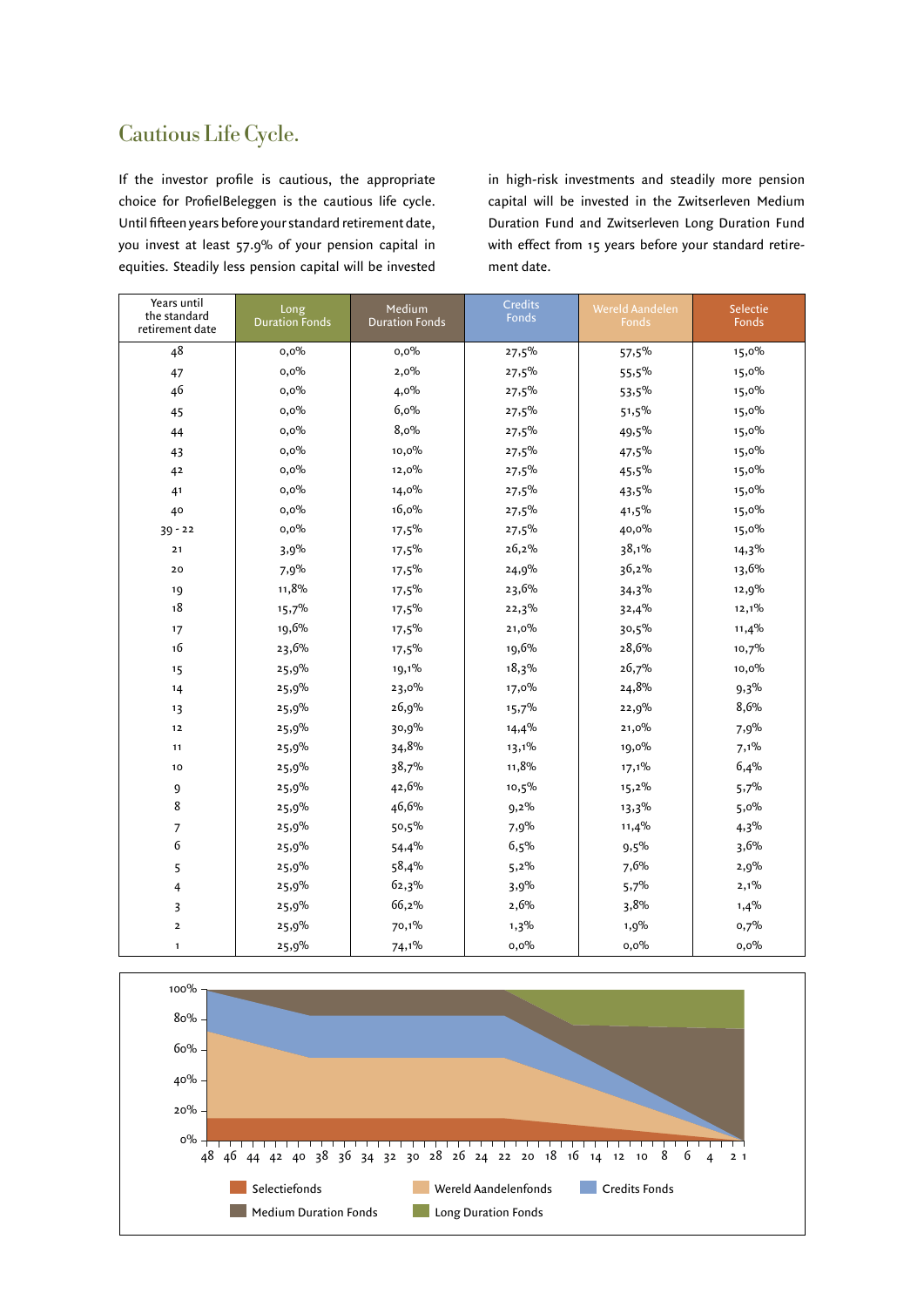# Cautious Life Cycle.

If the investor profile is cautious, the appropriate choice for ProfielBeleggen is the cautious life cycle. Until fifteen years before your standard retirement date, you invest at least 57.9% of your pension capital in equities. Steadily less pension capital will be invested in high-risk investments and steadily more pension capital will be invested in the Zwitserleven Medium Duration Fund and Zwitserleven Long Duration Fund with effect from 15 years before your standard retirement date.

| Years until the standard retirement date | Long Duration Fonds | Medium Duration Fonds | Credits Fonds | Wereld Aandelen Fonds | Selectie Fonds |
|---|---|---|---|---|---|
| 48 | 0,0% | 0,0% | 27,5% | 57,5% | 15,0% |
| 47 | 0,0% | 2,0% | 27,5% | 55,5% | 15,0% |
| 46 | 0,0% | 4,0% | 27,5% | 53,5% | 15,0% |
| 45 | 0,0% | 6,0% | 27,5% | 51,5% | 15,0% |
| 44 | 0,0% | 8,0% | 27,5% | 49,5% | 15,0% |
| 43 | 0,0% | 10,0% | 27,5% | 47,5% | 15,0% |
| 42 | 0,0% | 12,0% | 27,5% | 45,5% | 15,0% |
| 41 | 0,0% | 14,0% | 27,5% | 43,5% | 15,0% |
| 40 | 0,0% | 16,0% | 27,5% | 41,5% | 15,0% |
| 39 - 22 | 0,0% | 17,5% | 27,5% | 40,0% | 15,0% |
| 21 | 3,9% | 17,5% | 26,2% | 38,1% | 14,3% |
| 20 | 7,9% | 17,5% | 24,9% | 36,2% | 13,6% |
| 19 | 11,8% | 17,5% | 23,6% | 34,3% | 12,9% |
| 18 | 15,7% | 17,5% | 22,3% | 32,4% | 12,1% |
| 17 | 19,6% | 17,5% | 21,0% | 30,5% | 11,4% |
| 16 | 23,6% | 17,5% | 19,6% | 28,6% | 10,7% |
| 15 | 25,9% | 19,1% | 18,3% | 26,7% | 10,0% |
| 14 | 25,9% | 23,0% | 17,0% | 24,8% | 9,3% |
| 13 | 25,9% | 26,9% | 15,7% | 22,9% | 8,6% |
| 12 | 25,9% | 30,9% | 14,4% | 21,0% | 7,9% |
| 11 | 25,9% | 34,8% | 13,1% | 19,0% | 7,1% |
| 10 | 25,9% | 38,7% | 11,8% | 17,1% | 6,4% |
| 9 | 25,9% | 42,6% | 10,5% | 15,2% | 5,7% |
| 8 | 25,9% | 46,6% | 9,2% | 13,3% | 5,0% |
| 7 | 25,9% | 50,5% | 7,9% | 11,4% | 4,3% |
| 6 | 25,9% | 54,4% | 6,5% | 9,5% | 3,6% |
| 5 | 25,9% | 58,4% | 5,2% | 7,6% | 2,9% |
| 4 | 25,9% | 62,3% | 3,9% | 5,7% | 2,1% |
| 3 | 25,9% | 66,2% | 2,6% | 3,8% | 1,4% |
| 2 | 25,9% | 70,1% | 1,3% | 1,9% | 0,7% |
| 1 | 25,9% | 74,1% | 0,0% | 0,0% | 0,0% |

Selectiefonds | Wereld Aandelenfonds | Credits Fonds | Medium Duration Fonds | Long Duration Fonds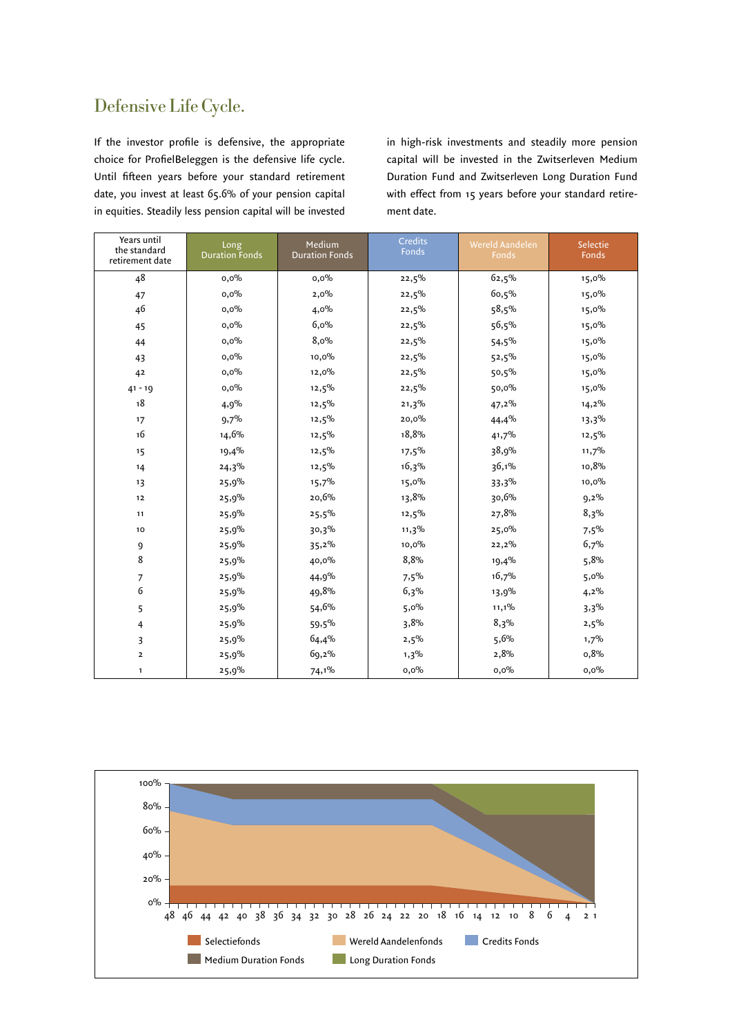# Defensive Life Cycle.

If the investor profile is defensive, the appropriate choice for ProfielBeleggen is the defensive life cycle. Until fifteen years before your standard retirement date, you invest at least 65.6% of your pension capital in equities. Steadily less pension capital will be invested in high-risk investments and steadily more pension capital will be invested in the Zwitserleven Medium Duration Fund and Zwitserleven Long Duration Fund with effect from 15 years before your standard retirement date.

| Years until the standard retirement date | Long Duration Fonds | Medium Duration Fonds | Credits Fonds | Wereld Aandelen Fonds | Selectie Fonds |
|---|---|---|---|---|---|
| 48 | 0,0% | 0,0% | 22,5% | 62,5% | 15,0% |
| 47 | 0,0% | 2,0% | 22,5% | 60,5% | 15,0% |
| 46 | 0,0% | 4,0% | 22,5% | 58,5% | 15,0% |
| 45 | 0,0% | 6,0% | 22,5% | 56,5% | 15,0% |
| 44 | 0,0% | 8,0% | 22,5% | 54,5% | 15,0% |
| 43 | 0,0% | 10,0% | 22,5% | 52,5% | 15,0% |
| 42 | 0,0% | 12,0% | 22,5% | 50,5% | 15,0% |
| 41 - 19 | 0,0% | 12,5% | 22,5% | 50,0% | 15,0% |
| 18 | 4,9% | 12,5% | 21,3% | 47,2% | 14,2% |
| 17 | 9,7% | 12,5% | 20,0% | 44,4% | 13,3% |
| 16 | 14,6% | 12,5% | 18,8% | 41,7% | 12,5% |
| 15 | 19,4% | 12,5% | 17,5% | 38,9% | 11,7% |
| 14 | 24,3% | 12,5% | 16,3% | 36,1% | 10,8% |
| 13 | 25,9% | 15,7% | 15,0% | 33,3% | 10,0% |
| 12 | 25,9% | 20,6% | 13,8% | 30,6% | 9,2% |
| 11 | 25,9% | 25,5% | 12,5% | 27,8% | 8,3% |
| 10 | 25,9% | 30,3% | 11,3% | 25,0% | 7,5% |
| 9 | 25,9% | 35,2% | 10,0% | 22,2% | 6,7% |
| 8 | 25,9% | 40,0% | 8,8% | 19,4% | 5,8% |
| 7 | 25,9% | 44,9% | 7,5% | 16,7% | 5,0% |
| 6 | 25,9% | 49,8% | 6,3% | 13,9% | 4,2% |
| 5 | 25,9% | 54,6% | 5,0% | 11,1% | 3,3% |
| 4 | 25,9% | 59,5% | 3,8% | 8,3% | 2,5% |
| 3 | 25,9% | 64,4% | 2,5% | 5,6% | 1,7% |
| 2 | 25,9% | 69,2% | 1,3% | 2,8% | 0,8% |
| 1 | 25,9% | 74,1% | 0,0% | 0,0% | 0,0% |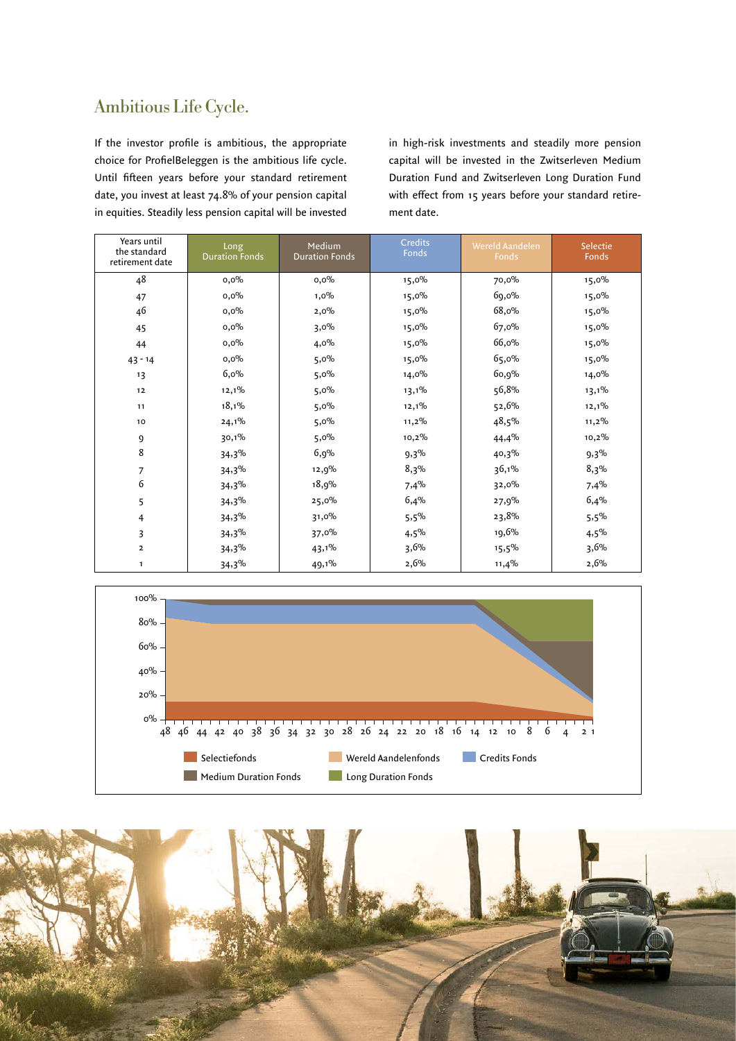## Ambitious Life Cycle.

If the investor profile is ambitious, the appropriate choice for ProfielBeleggen is the ambitious life cycle. Until fifteen years before your standard retirement date, you invest at least 74.8% of your pension capital in equities. Steadily less pension capital will be invested in high-risk investments and steadily more pension capital will be invested in the Zwitserleven Medium Duration Fund and Zwitserleven Long Duration Fund with effect from 15 years before your standard retirement date.

| Years until the standard retirement date | Long Duration Fonds | Medium Duration Fonds | Credits Fonds | Wereld Aandelen Fonds | Selectie Fonds |
|---|---|---|---|---|---|
| 48 | 0,0% | 0,0% | 15,0% | 70,0% | 15,0% |
| 47 | 0,0% | 1,0% | 15,0% | 69,0% | 15,0% |
| 46 | 0,0% | 2,0% | 15,0% | 68,0% | 15,0% |
| 45 | 0,0% | 3,0% | 15,0% | 67,0% | 15,0% |
| 44 | 0,0% | 4,0% | 15,0% | 66,0% | 15,0% |
| 43 - 14 | 0,0% | 5,0% | 15,0% | 65,0% | 15,0% |
| 13 | 6,0% | 5,0% | 14,0% | 60,9% | 14,0% |
| 12 | 12,1% | 5,0% | 13,1% | 56,8% | 13,1% |
| 11 | 18,1% | 5,0% | 12,1% | 52,6% | 12,1% |
| 10 | 24,1% | 5,0% | 11,2% | 48,5% | 11,2% |
| 9 | 30,1% | 5,0% | 10,2% | 44,4% | 10,2% |
| 8 | 34,3% | 6,9% | 9,3% | 40,3% | 9,3% |
| 7 | 34,3% | 12,9% | 8,3% | 36,1% | 8,3% |
| 6 | 34,3% | 18,9% | 7,4% | 32,0% | 7,4% |
| 5 | 34,3% | 25,0% | 6,4% | 27,9% | 6,4% |
| 4 | 34,3% | 31,0% | 5,5% | 23,8% | 5,5% |
| 3 | 34,3% | 37,0% | 4,5% | 19,6% | 4,5% |
| 2 | 34,3% | 43,1% | 3,6% | 15,5% | 3,6% |
| 1 | 34,3% | 49,1% | 2,6% | 11,4% | 2,6% |

Selectiefonds · Wereld Aandelenfonds · Credits Fonds · Medium Duration Fonds · Long Duration Fonds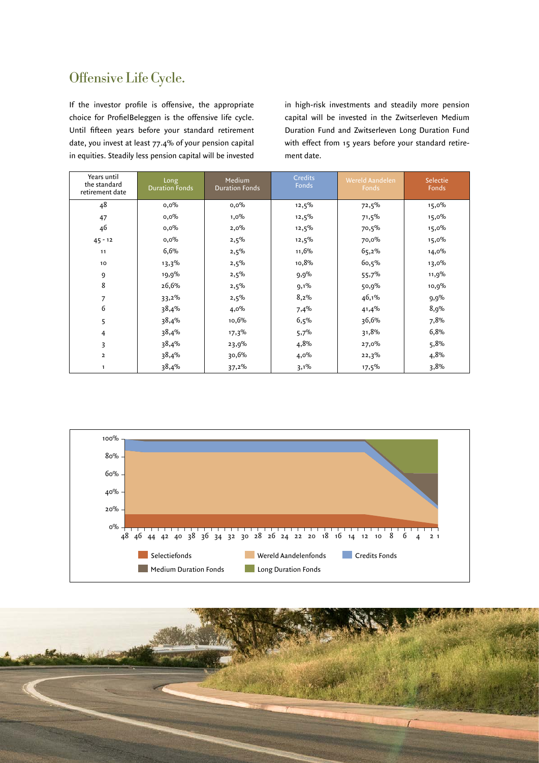## Offensive Life Cycle.

If the investor profile is offensive, the appropriate choice for ProfielBeleggen is the offensive life cycle. Until fifteen years before your standard retirement date, you invest at least 77.4% of your pension capital in equities. Steadily less pension capital will be invested in high-risk investments and steadily more pension capital will be invested in the Zwitserleven Medium Duration Fund and Zwitserleven Long Duration Fund with effect from 15 years before your standard retirement date.

| Years until the standard retirement date | Long Duration Fonds | Medium Duration Fonds | Credits Fonds | Wereld Aandelen Fonds | Selectie Fonds |
|---|---|---|---|---|---|
| 48 | 0,0% | 0,0% | 12,5% | 72,5% | 15,0% |
| 47 | 0,0% | 1,0% | 12,5% | 71,5% | 15,0% |
| 46 | 0,0% | 2,0% | 12,5% | 70,5% | 15,0% |
| 45 - 12 | 0,0% | 2,5% | 12,5% | 70,0% | 15,0% |
| 11 | 6,6% | 2,5% | 11,6% | 65,2% | 14,0% |
| 10 | 13,3% | 2,5% | 10,8% | 60,5% | 13,0% |
| 9 | 19,9% | 2,5% | 9,9% | 55,7% | 11,9% |
| 8 | 26,6% | 2,5% | 9,1% | 50,9% | 10,9% |
| 7 | 33,2% | 2,5% | 8,2% | 46,1% | 9,9% |
| 6 | 38,4% | 4,0% | 7,4% | 41,4% | 8,9% |
| 5 | 38,4% | 10,6% | 6,5% | 36,6% | 7,8% |
| 4 | 38,4% | 17,3% | 5,7% | 31,8% | 6,8% |
| 3 | 38,4% | 23,9% | 4,8% | 27,0% | 5,8% |
| 2 | 38,4% | 30,6% | 4,0% | 22,3% | 4,8% |
| 1 | 38,4% | 37,2% | 3,1% | 17,5% | 3,8% |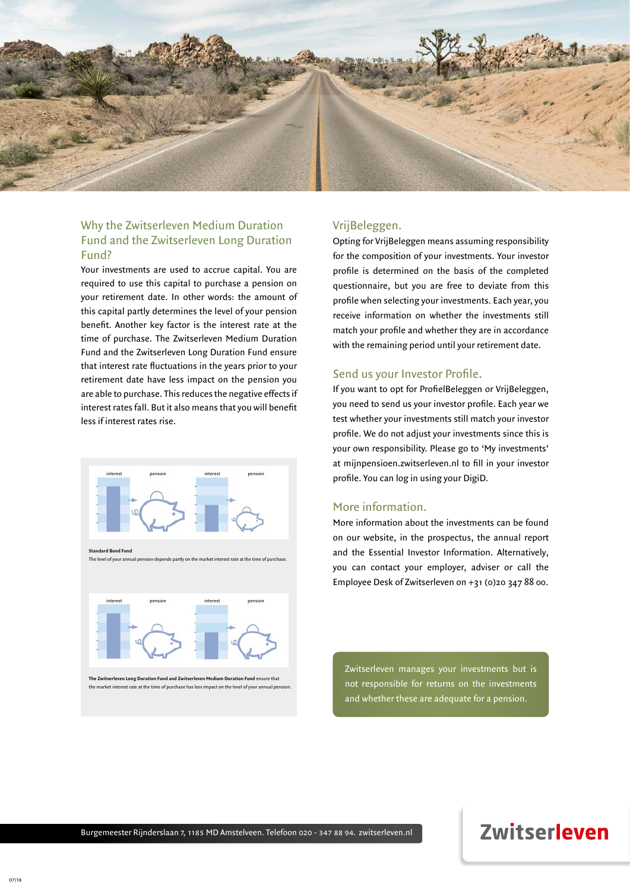## Why the Zwitserleven Medium Duration Fund and the Zwitserleven Long Duration Fund?

Your investments are used to accrue capital. You are required to use this capital to purchase a pension on your retirement date. In other words: the amount of this capital partly determines the level of your pension benefit. Another key factor is the interest rate at the time of purchase. The Zwitserleven Medium Duration Fund and the Zwitserleven Long Duration Fund ensure that interest rate fluctuations in the years prior to your retirement date have less impact on the pension you are able to purchase. This reduces the negative effects if interest rates fall. But it also means that you will benefit less if interest rates rise.

interest pension interest pension

**Standard Bond Fund**
The level of your annual pension depends partly on the market interest rate at the time of purchase.

interest pension interest pension

**The Zwitserleven Long Duration Fund and Zwitserleven Medium Duration Fund** ensure that the market interest rate at the time of purchase has less impact on the level of your annual pension.

## VrijBeleggen.

Opting for VrijBeleggen means assuming responsibility for the composition of your investments. Your investor profile is determined on the basis of the completed questionnaire, but you are free to deviate from this profile when selecting your investments. Each year, you receive information on whether the investments still match your profile and whether they are in accordance with the remaining period until your retirement date.

## Send us your Investor Profile.

If you want to opt for ProfielBeleggen or VrijBeleggen, you need to send us your investor profile. Each year we test whether your investments still match your investor profile. We do not adjust your investments since this is your own responsibility. Please go to 'My investments' at mijnpensioen.zwitserleven.nl to fill in your investor profile. You can log in using your DigiD.

## More information.

More information about the investments can be found on our website, in the prospectus, the annual report and the Essential Investor Information. Alternatively, you can contact your employer, adviser or call the Employee Desk of Zwitserleven on +31 (0)20 347 88 00.

Zwitserleven manages your investments but is not responsible for returns on the investments and whether these are adequate for a pension.

Burgemeester Rijnderslaan 7, 1185 MD Amstelveen. Telefoon 020 - 347 88 94. zwitserleven.nl

Zwitserleven

07/18